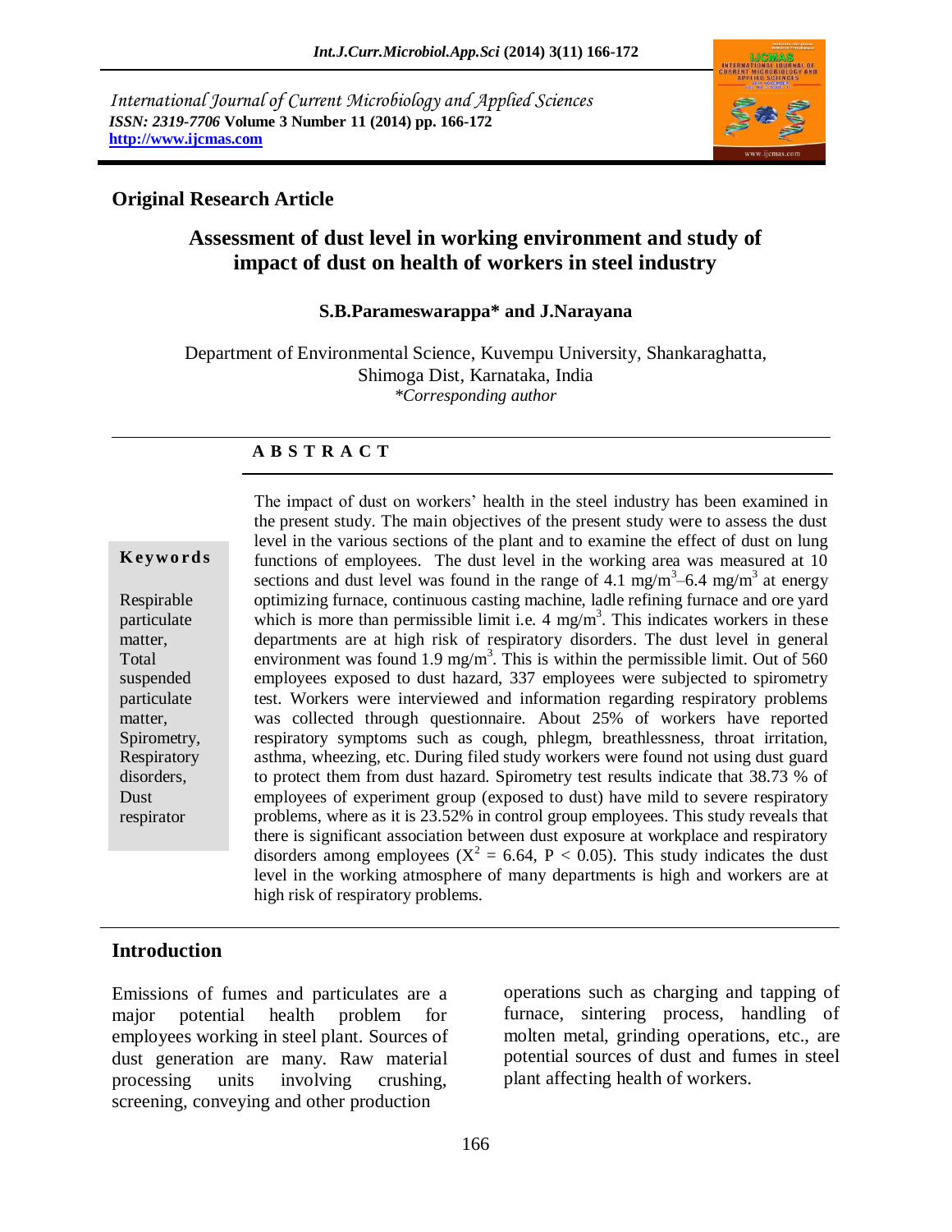International Journal of Current Microbiology and Applied Sciences
*ISSN: 2319-7706* **Volume 3 Number 11 (2014) pp. 166-172**
**http://www.ijcmas.com**

**Original Research Article**

# Assessment of dust level in working environment and study of impact of dust on health of workers in steel industry

**S.B.Parameswarappa\* and J.Narayana**

Department of Environmental Science, Kuvempu University, Shankaraghatta, Shimoga Dist, Karnataka, India
*\*Corresponding author*

## A B S T R A C T

**Keywords**

Respirable particulate matter, Total suspended particulate matter, Spirometry, Respiratory disorders, Dust respirator

The impact of dust on workers' health in the steel industry has been examined in the present study. The main objectives of the present study were to assess the dust level in the various sections of the plant and to examine the effect of dust on lung functions of employees. The dust level in the working area was measured at 10 sections and dust level was found in the range of 4.1 $mg/m^3$–6.4 $mg/m^3$ at energy optimizing furnace, continuous casting machine, ladle refining furnace and ore yard which is more than permissible limit i.e. 4 $mg/m^3$. This indicates workers in these departments are at high risk of respiratory disorders. The dust level in general environment was found 1.9 $mg/m^3$. This is within the permissible limit. Out of 560 employees exposed to dust hazard, 337 employees were subjected to spirometry test. Workers were interviewed and information regarding respiratory problems was collected through questionnaire. About 25% of workers have reported respiratory symptoms such as cough, phlegm, breathlessness, throat irritation, asthma, wheezing, etc. During filed study workers were found not using dust guard to protect them from dust hazard. Spirometry test results indicate that 38.73 % of employees of experiment group (exposed to dust) have mild to severe respiratory problems, where as it is 23.52% in control group employees. This study reveals that there is significant association between dust exposure at workplace and respiratory disorders among employees ($X^2$ = 6.64, $P < 0.05$). This study indicates the dust level in the working atmosphere of many departments is high and workers are at high risk of respiratory problems.

## Introduction

Emissions of fumes and particulates are a major potential health problem for employees working in steel plant. Sources of dust generation are many. Raw material processing units involving crushing, screening, conveying and other production operations such as charging and tapping of furnace, sintering process, handling of molten metal, grinding operations, etc., are potential sources of dust and fumes in steel plant affecting health of workers.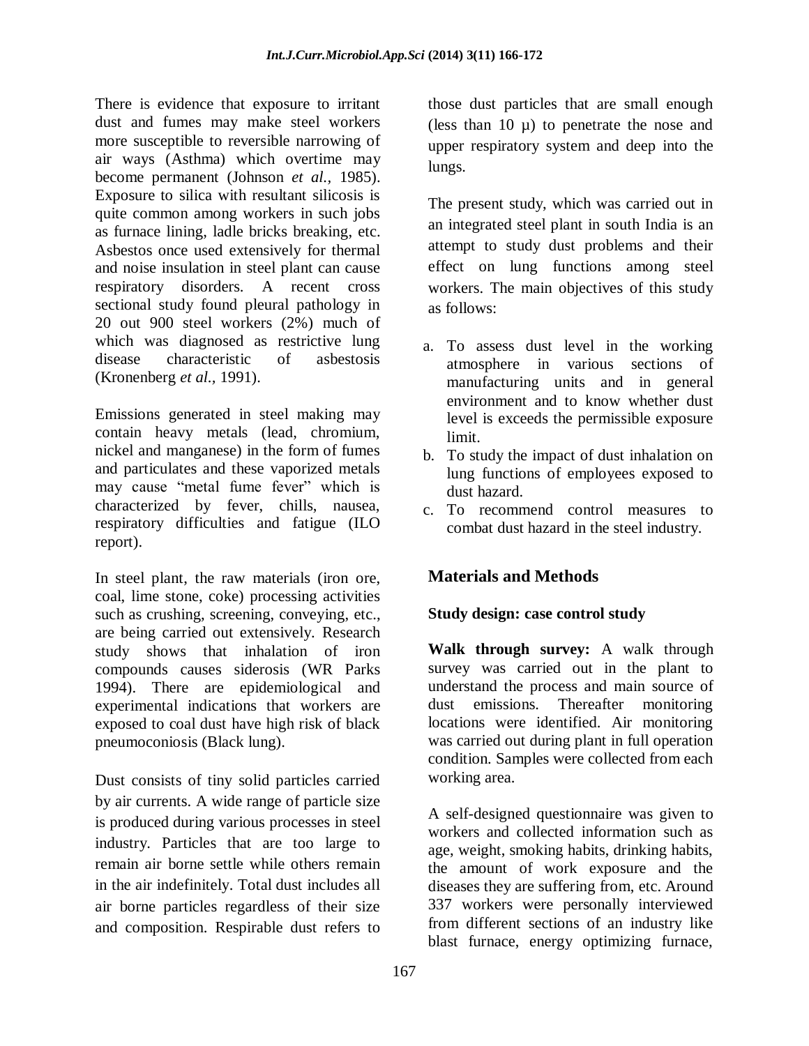There is evidence that exposure to irritant dust and fumes may make steel workers more susceptible to reversible narrowing of air ways (Asthma) which overtime may become permanent (Johnson *et al.*, 1985). Exposure to silica with resultant silicosis is quite common among workers in such jobs as furnace lining, ladle bricks breaking, etc. Asbestos once used extensively for thermal and noise insulation in steel plant can cause respiratory disorders. A recent cross sectional study found pleural pathology in 20 out 900 steel workers (2%) much of which was diagnosed as restrictive lung disease characteristic of asbestosis (Kronenberg *et al.*, 1991).

Emissions generated in steel making may contain heavy metals (lead, chromium, nickel and manganese) in the form of fumes and particulates and these vaporized metals may cause "metal fume fever" which is characterized by fever, chills, nausea, respiratory difficulties and fatigue (ILO report).

In steel plant, the raw materials (iron ore, coal, lime stone, coke) processing activities such as crushing, screening, conveying, etc., are being carried out extensively. Research study shows that inhalation of iron compounds causes siderosis (WR Parks 1994). There are epidemiological and experimental indications that workers are exposed to coal dust have high risk of black pneumoconiosis (Black lung).

Dust consists of tiny solid particles carried by air currents. A wide range of particle size is produced during various processes in steel industry. Particles that are too large to remain air borne settle while others remain in the air indefinitely. Total dust includes all air borne particles regardless of their size and composition. Respirable dust refers to those dust particles that are small enough (less than 10 µ) to penetrate the nose and upper respiratory system and deep into the lungs.

The present study, which was carried out in an integrated steel plant in south India is an attempt to study dust problems and their effect on lung functions among steel workers. The main objectives of this study as follows:

a. To assess dust level in the working atmosphere in various sections of manufacturing units and in general environment and to know whether dust level is exceeds the permissible exposure limit.
b. To study the impact of dust inhalation on lung functions of employees exposed to dust hazard.
c. To recommend control measures to combat dust hazard in the steel industry.

## Materials and Methods

### Study design: case control study

**Walk through survey:** A walk through survey was carried out in the plant to understand the process and main source of dust emissions. Thereafter monitoring locations were identified. Air monitoring was carried out during plant in full operation condition. Samples were collected from each working area.

A self-designed questionnaire was given to workers and collected information such as age, weight, smoking habits, drinking habits, the amount of work exposure and the diseases they are suffering from, etc. Around 337 workers were personally interviewed from different sections of an industry like blast furnace, energy optimizing furnace,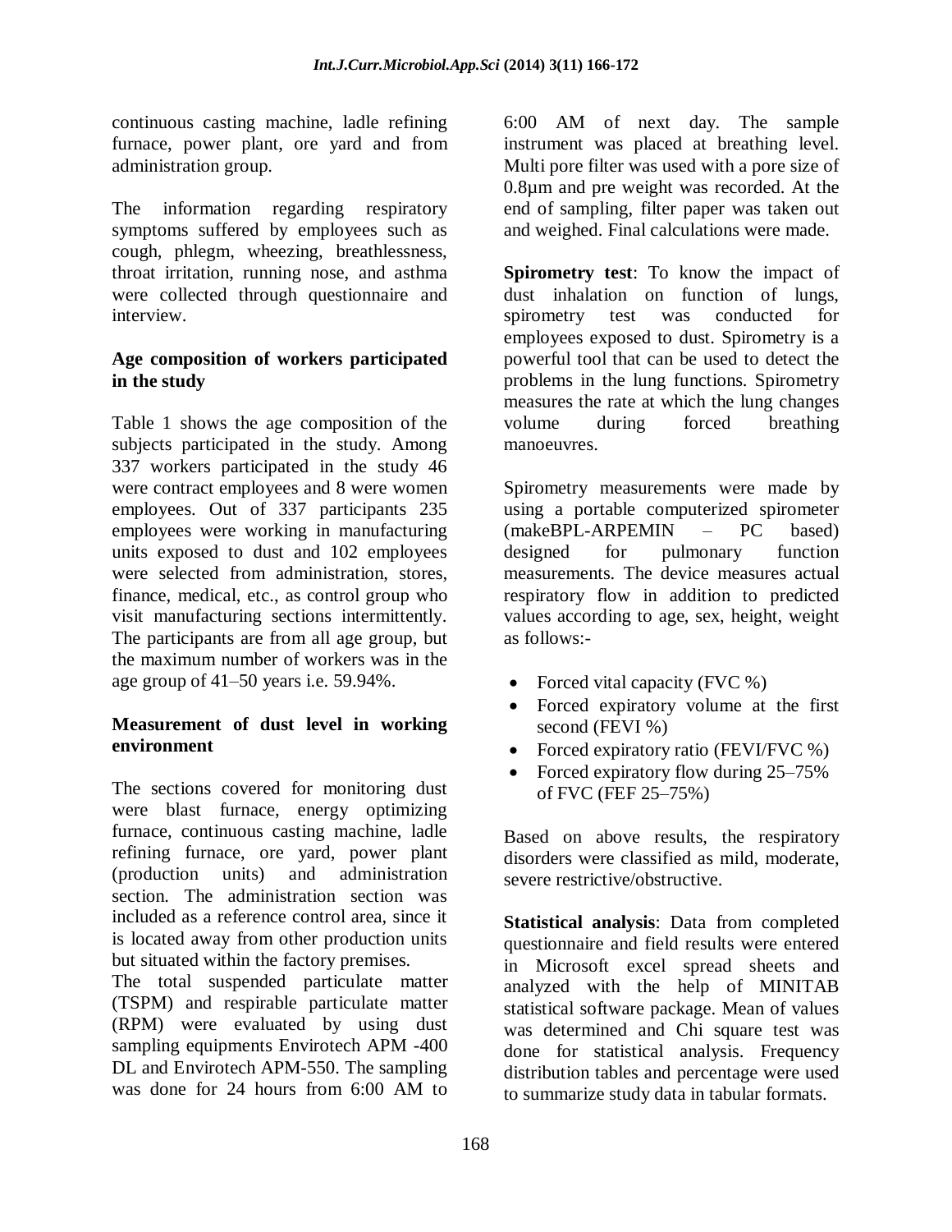continuous casting machine, ladle refining furnace, power plant, ore yard and from administration group.

The information regarding respiratory symptoms suffered by employees such as cough, phlegm, wheezing, breathlessness, throat irritation, running nose, and asthma were collected through questionnaire and interview.

### Age composition of workers participated in the study

Table 1 shows the age composition of the subjects participated in the study. Among 337 workers participated in the study 46 were contract employees and 8 were women employees. Out of 337 participants 235 employees were working in manufacturing units exposed to dust and 102 employees were selected from administration, stores, finance, medical, etc., as control group who visit manufacturing sections intermittently. The participants are from all age group, but the maximum number of workers was in the age group of 41–50 years i.e. 59.94%.

### Measurement of dust level in working environment

The sections covered for monitoring dust were blast furnace, energy optimizing furnace, continuous casting machine, ladle refining furnace, ore yard, power plant (production units) and administration section. The administration section was included as a reference control area, since it is located away from other production units but situated within the factory premises.

The total suspended particulate matter (TSPM) and respirable particulate matter (RPM) were evaluated by using dust sampling equipments Envirotech APM -400 DL and Envirotech APM-550. The sampling was done for 24 hours from 6:00 AM to 6:00 AM of next day. The sample instrument was placed at breathing level. Multi pore filter was used with a pore size of 0.8µm and pre weight was recorded. At the end of sampling, filter paper was taken out and weighed. Final calculations were made.

**Spirometry test**: To know the impact of dust inhalation on function of lungs, spirometry test was conducted for employees exposed to dust. Spirometry is a powerful tool that can be used to detect the problems in the lung functions. Spirometry measures the rate at which the lung changes volume during forced breathing manoeuvres.

Spirometry measurements were made by using a portable computerized spirometer (makeBPL-ARPEMIN – PC based) designed for pulmonary function measurements. The device measures actual respiratory flow in addition to predicted values according to age, sex, height, weight as follows:-

- Forced vital capacity (FVC %)
- Forced expiratory volume at the first second (FEVI %)
- Forced expiratory ratio (FEVI/FVC %)
- Forced expiratory flow during 25–75% of FVC (FEF 25–75%)

Based on above results, the respiratory disorders were classified as mild, moderate, severe restrictive/obstructive.

**Statistical analysis**: Data from completed questionnaire and field results were entered in Microsoft excel spread sheets and analyzed with the help of MINITAB statistical software package. Mean of values was determined and Chi square test was done for statistical analysis. Frequency distribution tables and percentage were used to summarize study data in tabular formats.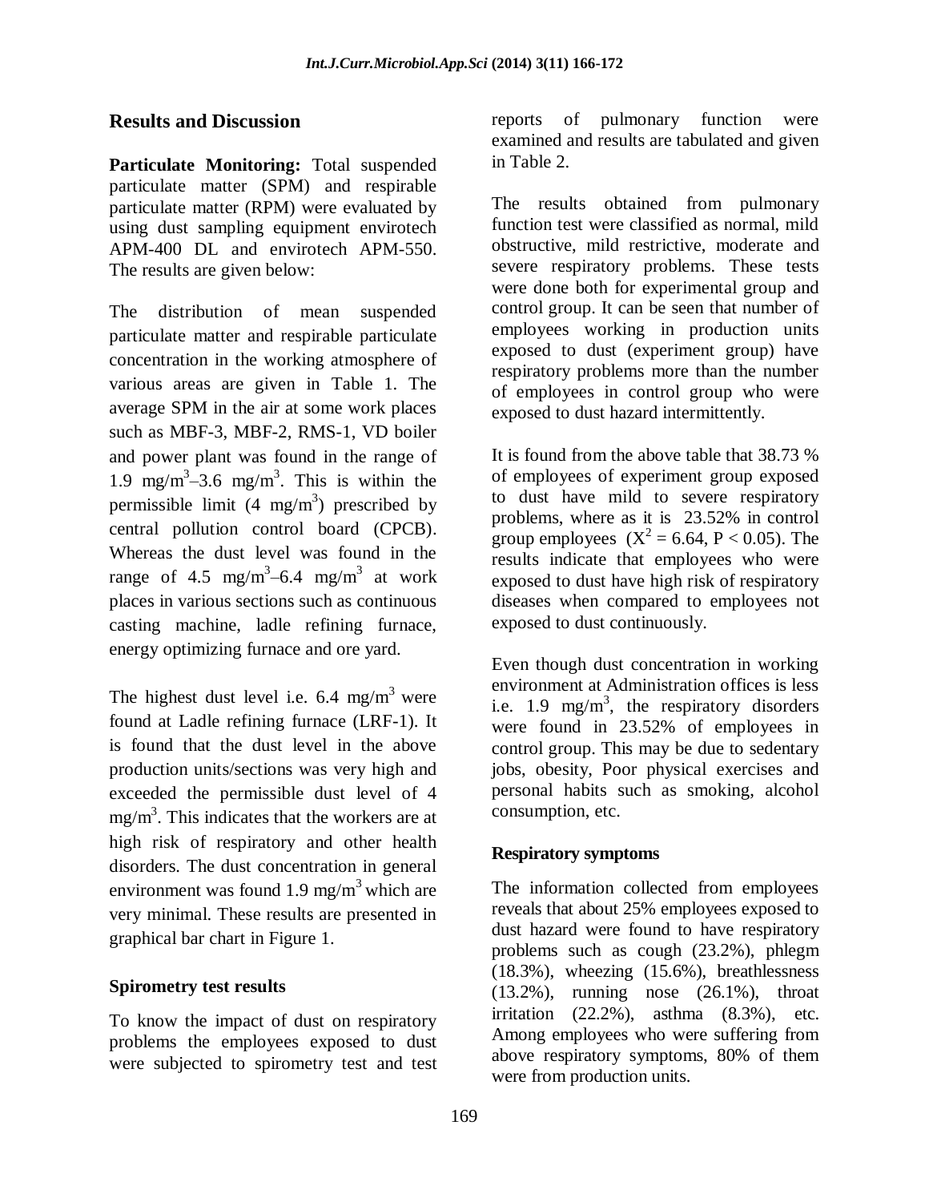## Results and Discussion

**Particulate Monitoring:** Total suspended particulate matter (SPM) and respirable particulate matter (RPM) were evaluated by using dust sampling equipment envirotech APM-400 DL and envirotech APM-550. The results are given below:

The distribution of mean suspended particulate matter and respirable particulate concentration in the working atmosphere of various areas are given in Table 1. The average SPM in the air at some work places such as MBF-3, MBF-2, RMS-1, VD boiler and power plant was found in the range of 1.9 $mg/m^3$–3.6 $mg/m^3$. This is within the permissible limit (4 $mg/m^3$) prescribed by central pollution control board (CPCB). Whereas the dust level was found in the range of 4.5 $mg/m^3$–6.4 $mg/m^3$ at work places in various sections such as continuous casting machine, ladle refining furnace, energy optimizing furnace and ore yard.

The highest dust level i.e. 6.4 $mg/m^3$ were found at Ladle refining furnace (LRF-1). It is found that the dust level in the above production units/sections was very high and exceeded the permissible dust level of 4 $mg/m^3$. This indicates that the workers are at high risk of respiratory and other health disorders. The dust concentration in general environment was found 1.9 $mg/m^3$ which are very minimal. These results are presented in graphical bar chart in Figure 1.

### Spirometry test results

To know the impact of dust on respiratory problems the employees exposed to dust were subjected to spirometry test and test reports of pulmonary function were examined and results are tabulated and given in Table 2.

The results obtained from pulmonary function test were classified as normal, mild obstructive, mild restrictive, moderate and severe respiratory problems. These tests were done both for experimental group and control group. It can be seen that number of employees working in production units exposed to dust (experiment group) have respiratory problems more than the number of employees in control group who were exposed to dust hazard intermittently.

It is found from the above table that 38.73 % of employees of experiment group exposed to dust have mild to severe respiratory problems, where as it is 23.52% in control group employees ($X^2 = 6.64$, $P < 0.05$). The results indicate that employees who were exposed to dust have high risk of respiratory diseases when compared to employees not exposed to dust continuously.

Even though dust concentration in working environment at Administration offices is less i.e. 1.9 $mg/m^3$, the respiratory disorders were found in 23.52% of employees in control group. This may be due to sedentary jobs, obesity, Poor physical exercises and personal habits such as smoking, alcohol consumption, etc.

### Respiratory symptoms

The information collected from employees reveals that about 25% employees exposed to dust hazard were found to have respiratory problems such as cough (23.2%), phlegm (18.3%), wheezing (15.6%), breathlessness (13.2%), running nose (26.1%), throat irritation (22.2%), asthma (8.3%), etc. Among employees who were suffering from above respiratory symptoms, 80% of them were from production units.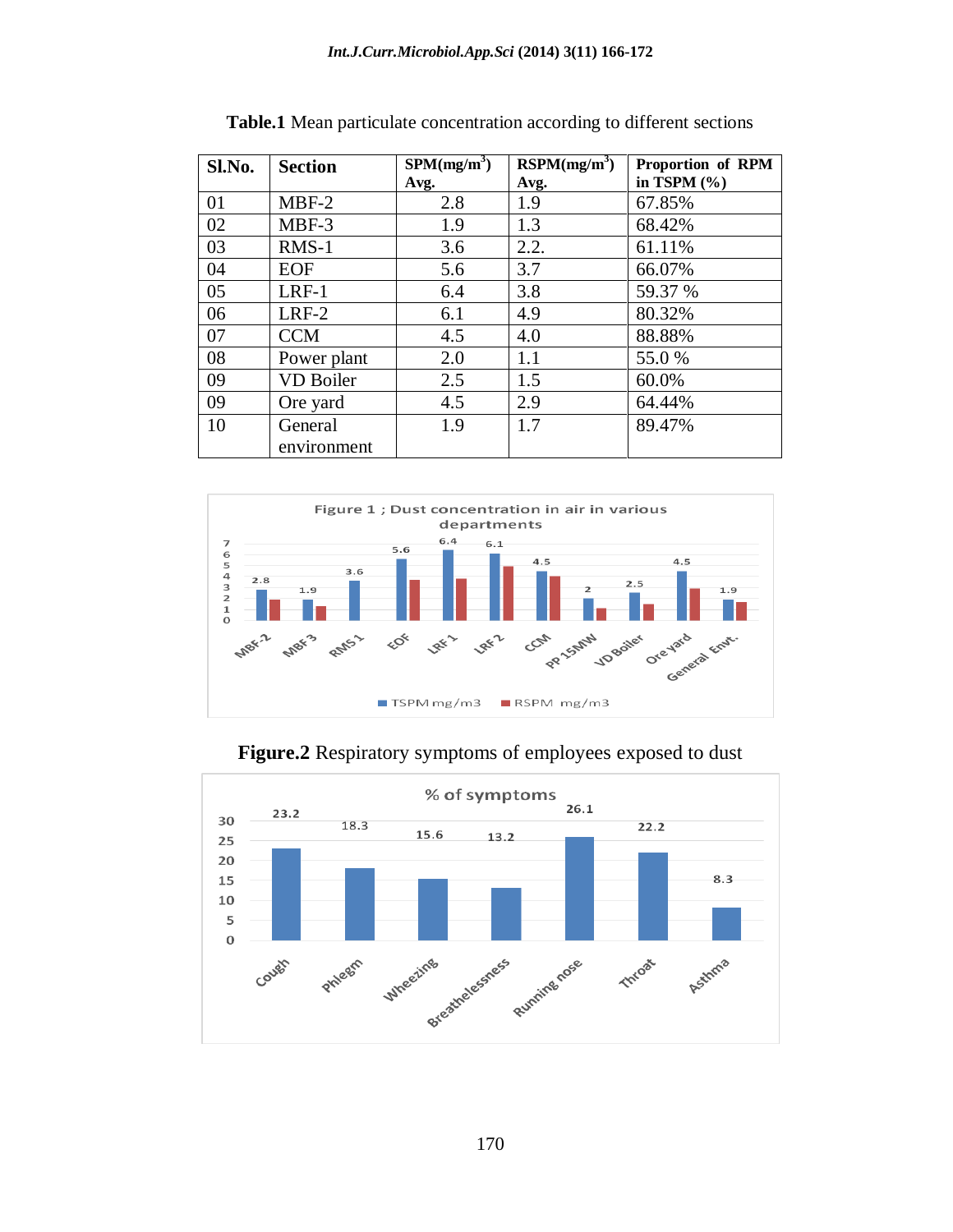**Table.1** Mean particulate concentration according to different sections

| Sl.No. | Section | SPM($mg/m^3$) Avg. | RSPM($mg/m^3$) Avg. | Proportion of RPM in TSPM (%) |
|---|---|---|---|---|
| 01 | MBF-2 | 2.8 | 1.9 | 67.85% |
| 02 | MBF-3 | 1.9 | 1.3 | 68.42% |
| 03 | RMS-1 | 3.6 | 2.2. | 61.11% |
| 04 | EOF | 5.6 | 3.7 | 66.07% |
| 05 | LRF-1 | 6.4 | 3.8 | 59.37 % |
| 06 | LRF-2 | 6.1 | 4.9 | 80.32% |
| 07 | CCM | 4.5 | 4.0 | 88.88% |
| 08 | Power plant | 2.0 | 1.1 | 55.0 % |
| 09 | VD Boiler | 2.5 | 1.5 | 60.0% |
| 09 | Ore yard | 4.5 | 2.9 | 64.44% |
| 10 | General environment | 1.9 | 1.7 | 89.47% |

Figure 1 ; Dust concentration in air in various departments

**Figure.2** Respiratory symptoms of employees exposed to dust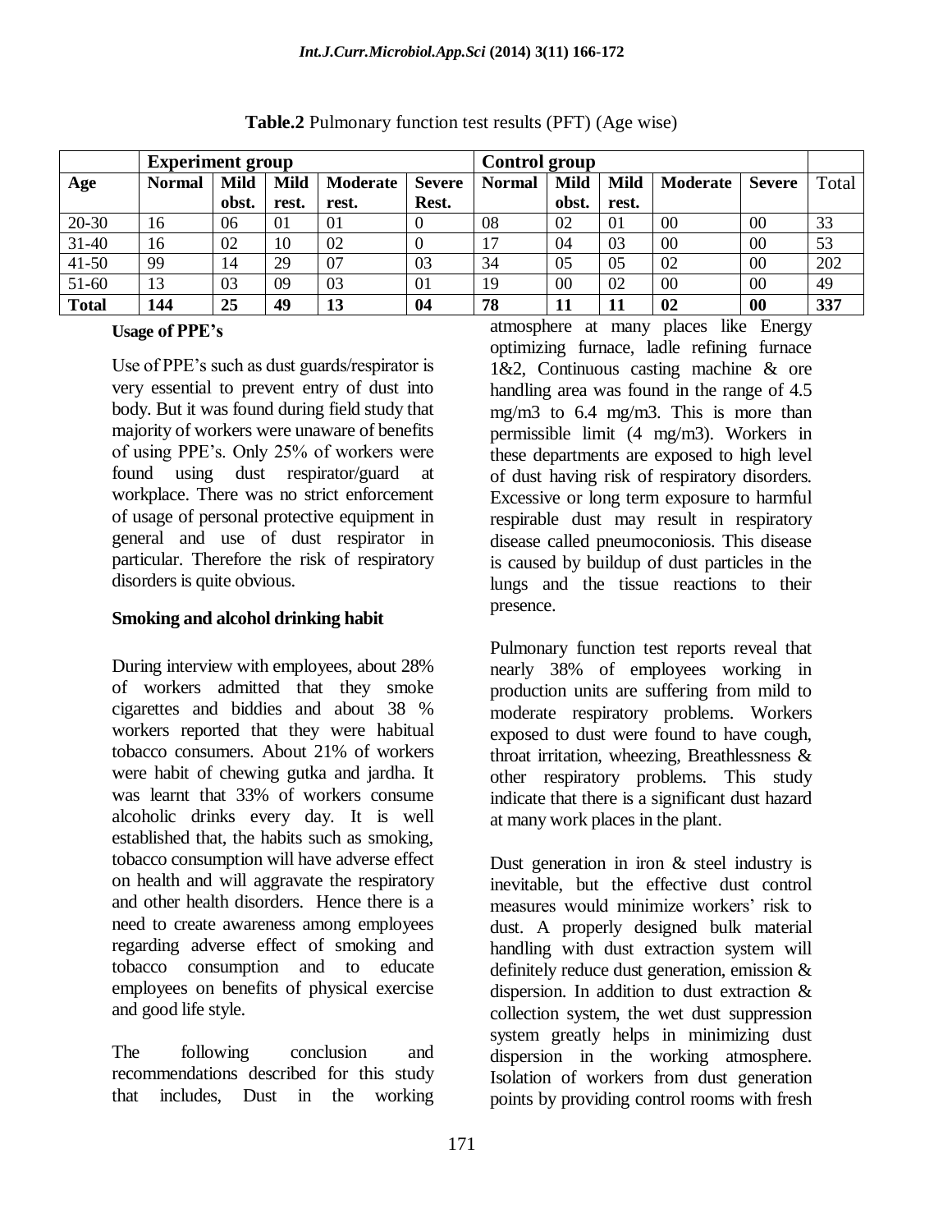**Table.2** Pulmonary function test results (PFT) (Age wise)

| | Experiment group | | | | | Control group | | | | | |
|---|---|---|---|---|---|---|---|---|---|---|---|
| **Age** | **Normal** | **Mild obst.** | **Mild rest.** | **Moderate rest.** | **Severe Rest.** | **Normal** | **Mild obst.** | **Mild rest.** | **Moderate** | **Severe** | Total |
| 20-30 | 16 | 06 | 01 | 01 | 0 | 08 | 02 | 01 | 00 | 00 | 33 |
| 31-40 | 16 | 02 | 10 | 02 | 0 | 17 | 04 | 03 | 00 | 00 | 53 |
| 41-50 | 99 | 14 | 29 | 07 | 03 | 34 | 05 | 05 | 02 | 00 | 202 |
| 51-60 | 13 | 03 | 09 | 03 | 01 | 19 | 00 | 02 | 00 | 00 | 49 |
| **Total** | **144** | **25** | **49** | **13** | **04** | **78** | **11** | **11** | **02** | **00** | **337** |

**Usage of PPE's**

Use of PPE's such as dust guards/respirator is very essential to prevent entry of dust into body. But it was found during field study that majority of workers were unaware of benefits of using PPE's. Only 25% of workers were found using dust respirator/guard at workplace. There was no strict enforcement of usage of personal protective equipment in general and use of dust respirator in particular. Therefore the risk of respiratory disorders is quite obvious.

**Smoking and alcohol drinking habit**

During interview with employees, about 28% of workers admitted that they smoke cigarettes and biddies and about 38 % workers reported that they were habitual tobacco consumers. About 21% of workers were habit of chewing gutka and jardha. It was learnt that 33% of workers consume alcoholic drinks every day. It is well established that, the habits such as smoking, tobacco consumption will have adverse effect on health and will aggravate the respiratory and other health disorders. Hence there is a need to create awareness among employees regarding adverse effect of smoking and tobacco consumption and to educate employees on benefits of physical exercise and good life style.

The following conclusion and recommendations described for this study that includes, Dust in the working atmosphere at many places like Energy optimizing furnace, ladle refining furnace 1&2, Continuous casting machine & ore handling area was found in the range of 4.5 mg/m3 to 6.4 mg/m3. This is more than permissible limit (4 mg/m3). Workers in these departments are exposed to high level of dust having risk of respiratory disorders. Excessive or long term exposure to harmful respirable dust may result in respiratory disease called pneumoconiosis. This disease is caused by buildup of dust particles in the lungs and the tissue reactions to their presence.

Pulmonary function test reports reveal that nearly 38% of employees working in production units are suffering from mild to moderate respiratory problems. Workers exposed to dust were found to have cough, throat irritation, wheezing, Breathlessness & other respiratory problems. This study indicate that there is a significant dust hazard at many work places in the plant.

Dust generation in iron & steel industry is inevitable, but the effective dust control measures would minimize workers' risk to dust. A properly designed bulk material handling with dust extraction system will definitely reduce dust generation, emission & dispersion. In addition to dust extraction & collection system, the wet dust suppression system greatly helps in minimizing dust dispersion in the working atmosphere. Isolation of workers from dust generation points by providing control rooms with fresh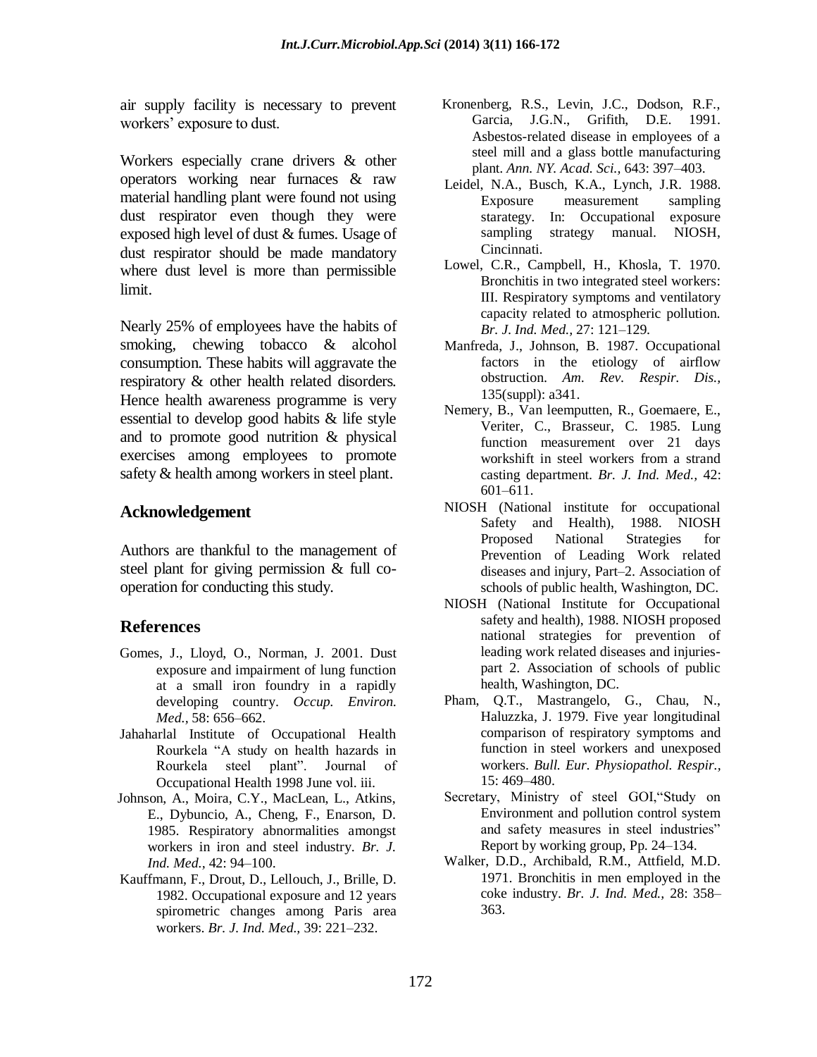air supply facility is necessary to prevent workers' exposure to dust.

Workers especially crane drivers & other operators working near furnaces & raw material handling plant were found not using dust respirator even though they were exposed high level of dust & fumes. Usage of dust respirator should be made mandatory where dust level is more than permissible limit.

Nearly 25% of employees have the habits of smoking, chewing tobacco & alcohol consumption. These habits will aggravate the respiratory & other health related disorders. Hence health awareness programme is very essential to develop good habits & life style and to promote good nutrition & physical exercises among employees to promote safety & health among workers in steel plant.

## Acknowledgement

Authors are thankful to the management of steel plant for giving permission & full co-operation for conducting this study.

## References

Gomes, J., Lloyd, O., Norman, J. 2001. Dust exposure and impairment of lung function at a small iron foundry in a rapidly developing country. *Occup. Environ. Med.,* 58: 656–662.

Jahaharlal Institute of Occupational Health Rourkela "A study on health hazards in Rourkela steel plant". Journal of Occupational Health 1998 June vol. iii.

Johnson, A., Moira, C.Y., MacLean, L., Atkins, E., Dybuncio, A., Cheng, F., Enarson, D. 1985. Respiratory abnormalities amongst workers in iron and steel industry. *Br. J. Ind. Med.,* 42: 94–100.

Kauffmann, F., Drout, D., Lellouch, J., Brille, D. 1982. Occupational exposure and 12 years spirometric changes among Paris area workers. *Br. J. Ind. Med.,* 39: 221–232.

Kronenberg, R.S., Levin, J.C., Dodson, R.F., Garcia, J.G.N., Grifith, D.E. 1991. Asbestos-related disease in employees of a steel mill and a glass bottle manufacturing plant. *Ann. NY. Acad. Sci.,* 643: 397–403.

Leidel, N.A., Busch, K.A., Lynch, J.R. 1988. Exposure measurement sampling starategy. In: Occupational exposure sampling strategy manual. NIOSH, Cincinnati.

Lowel, C.R., Campbell, H., Khosla, T. 1970. Bronchitis in two integrated steel workers: III. Respiratory symptoms and ventilatory capacity related to atmospheric pollution. *Br. J. Ind. Med.,* 27: 121–129.

Manfreda, J., Johnson, B. 1987. Occupational factors in the etiology of airflow obstruction. *Am. Rev. Respir. Dis.,* 135(suppl): a341.

Nemery, B., Van leemputten, R., Goemaere, E., Veriter, C., Brasseur, C. 1985. Lung function measurement over 21 days workshift in steel workers from a strand casting department. *Br. J. Ind. Med.,* 42: 601–611.

NIOSH (National institute for occupational Safety and Health), 1988. NIOSH Proposed National Strategies for Prevention of Leading Work related diseases and injury, Part–2. Association of schools of public health, Washington, DC.

NIOSH (National Institute for Occupational safety and health), 1988. NIOSH proposed national strategies for prevention of leading work related diseases and injuries-part 2. Association of schools of public health, Washington, DC.

Pham, Q.T., Mastrangelo, G., Chau, N., Haluzzka, J. 1979. Five year longitudinal comparison of respiratory symptoms and function in steel workers and unexposed workers. *Bull. Eur. Physiopathol. Respir.,* 15: 469–480.

Secretary, Ministry of steel GOI,"Study on Environment and pollution control system and safety measures in steel industries" Report by working group, Pp. 24–134.

Walker, D.D., Archibald, R.M., Attfield, M.D. 1971. Bronchitis in men employed in the coke industry. *Br. J. Ind. Med.,* 28: 358–363.